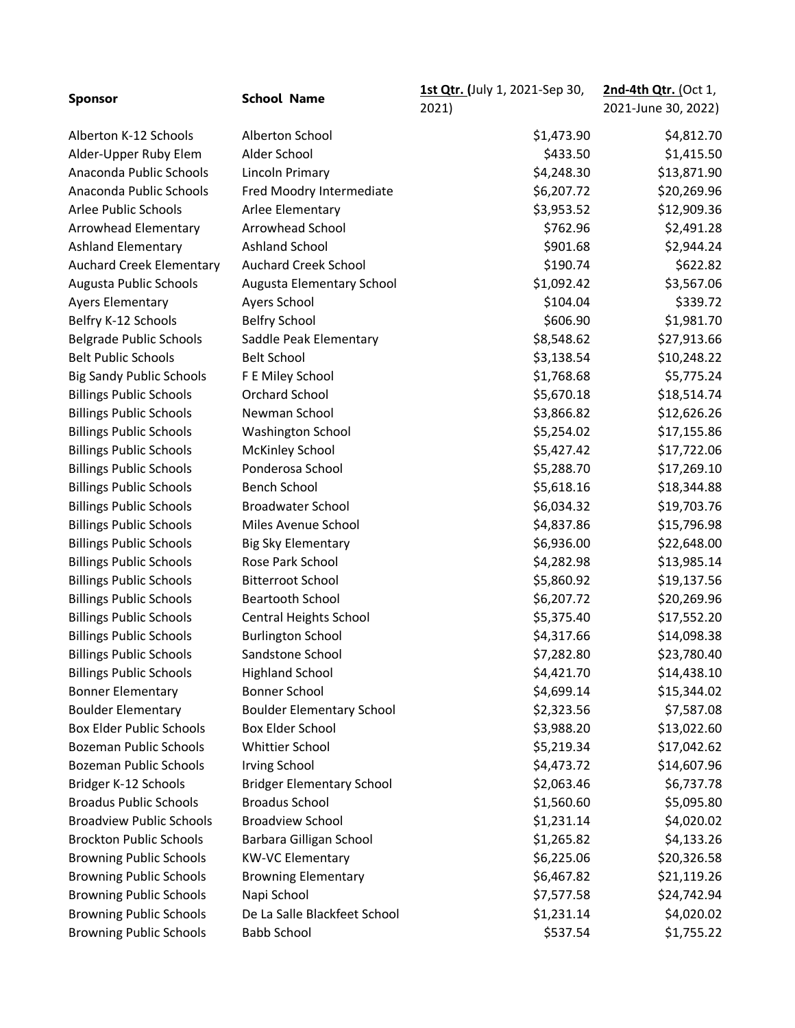| Sponsor | School Name | **1st Qtr.** (July 1, 2021-Sep 30, 2021) | **2nd-4th Qtr.** (Oct 1, 2021-June 30, 2022) |
|---|---|---|---|
| Alberton K-12 Schools | Alberton School | $1,473.90 | $4,812.70 |
| Alder-Upper Ruby Elem | Alder School | $433.50 | $1,415.50 |
| Anaconda Public Schools | Lincoln Primary | $4,248.30 | $13,871.90 |
| Anaconda Public Schools | Fred Moodry Intermediate | $6,207.72 | $20,269.96 |
| Arlee Public Schools | Arlee Elementary | $3,953.52 | $12,909.36 |
| Arrowhead Elementary | Arrowhead School | $762.96 | $2,491.28 |
| Ashland Elementary | Ashland School | $901.68 | $2,944.24 |
| Auchard Creek Elementary | Auchard Creek School | $190.74 | $622.82 |
| Augusta Public Schools | Augusta Elementary School | $1,092.42 | $3,567.06 |
| Ayers Elementary | Ayers School | $104.04 | $339.72 |
| Belfry K-12 Schools | Belfry School | $606.90 | $1,981.70 |
| Belgrade Public Schools | Saddle Peak Elementary | $8,548.62 | $27,913.66 |
| Belt Public Schools | Belt School | $3,138.54 | $10,248.22 |
| Big Sandy Public Schools | F E Miley School | $1,768.68 | $5,775.24 |
| Billings Public Schools | Orchard School | $5,670.18 | $18,514.74 |
| Billings Public Schools | Newman School | $3,866.82 | $12,626.26 |
| Billings Public Schools | Washington School | $5,254.02 | $17,155.86 |
| Billings Public Schools | McKinley School | $5,427.42 | $17,722.06 |
| Billings Public Schools | Ponderosa School | $5,288.70 | $17,269.10 |
| Billings Public Schools | Bench School | $5,618.16 | $18,344.88 |
| Billings Public Schools | Broadwater School | $6,034.32 | $19,703.76 |
| Billings Public Schools | Miles Avenue School | $4,837.86 | $15,796.98 |
| Billings Public Schools | Big Sky Elementary | $6,936.00 | $22,648.00 |
| Billings Public Schools | Rose Park School | $4,282.98 | $13,985.14 |
| Billings Public Schools | Bitterroot School | $5,860.92 | $19,137.56 |
| Billings Public Schools | Beartooth School | $6,207.72 | $20,269.96 |
| Billings Public Schools | Central Heights School | $5,375.40 | $17,552.20 |
| Billings Public Schools | Burlington School | $4,317.66 | $14,098.38 |
| Billings Public Schools | Sandstone School | $7,282.80 | $23,780.40 |
| Billings Public Schools | Highland School | $4,421.70 | $14,438.10 |
| Bonner Elementary | Bonner School | $4,699.14 | $15,344.02 |
| Boulder Elementary | Boulder Elementary School | $2,323.56 | $7,587.08 |
| Box Elder Public Schools | Box Elder School | $3,988.20 | $13,022.60 |
| Bozeman Public Schools | Whittier School | $5,219.34 | $17,042.62 |
| Bozeman Public Schools | Irving School | $4,473.72 | $14,607.96 |
| Bridger K-12 Schools | Bridger Elementary School | $2,063.46 | $6,737.78 |
| Broadus Public Schools | Broadus School | $1,560.60 | $5,095.80 |
| Broadview Public Schools | Broadview School | $1,231.14 | $4,020.02 |
| Brockton Public Schools | Barbara Gilligan School | $1,265.82 | $4,133.26 |
| Browning Public Schools | KW-VC Elementary | $6,225.06 | $20,326.58 |
| Browning Public Schools | Browning Elementary | $6,467.82 | $21,119.26 |
| Browning Public Schools | Napi School | $7,577.58 | $24,742.94 |
| Browning Public Schools | De La Salle Blackfeet School | $1,231.14 | $4,020.02 |
| Browning Public Schools | Babb School | $537.54 | $1,755.22 |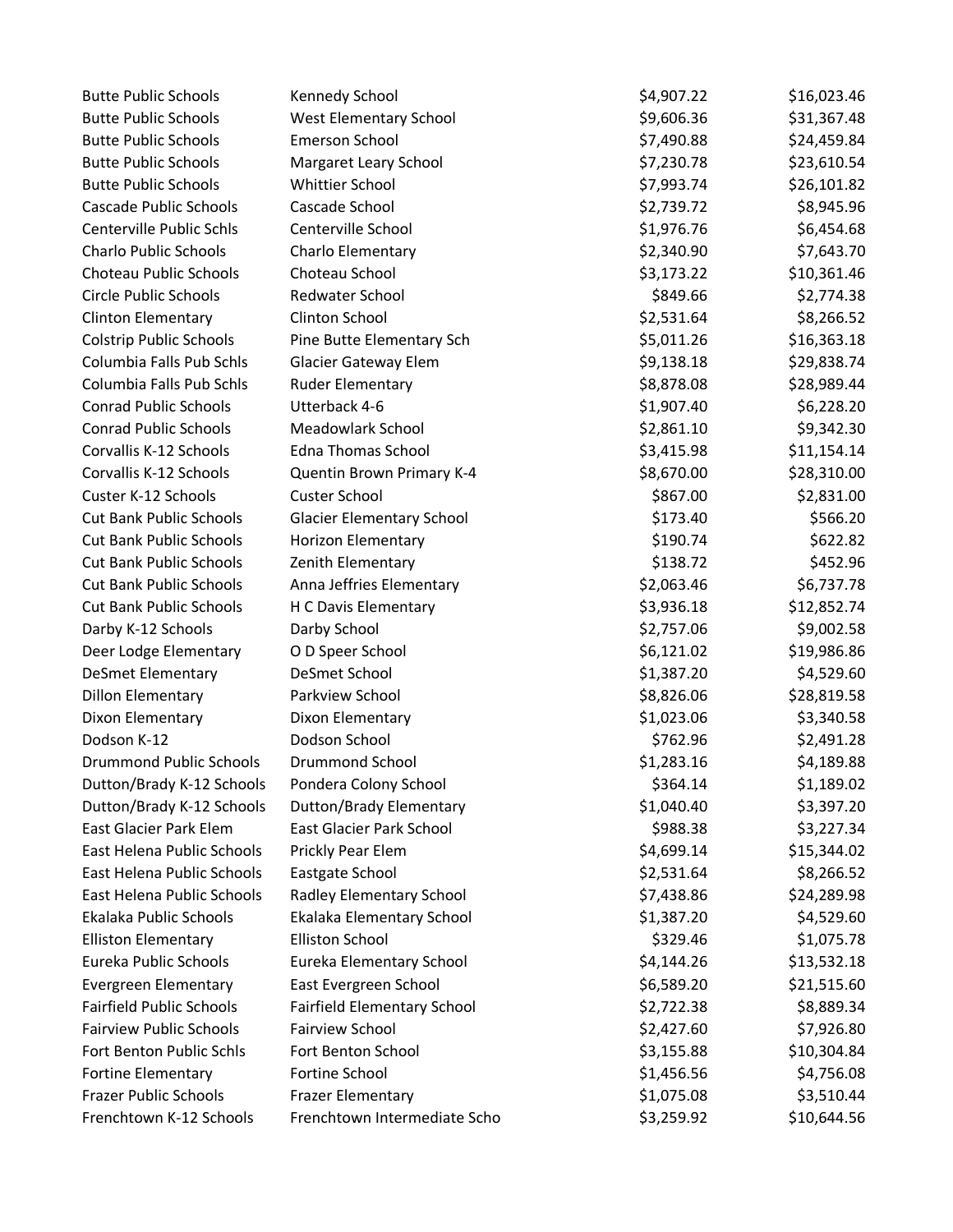| | | | |
|---|---|---|---|
| Butte Public Schools | Kennedy School | $4,907.22 | $16,023.46 |
| Butte Public Schools | West Elementary School | $9,606.36 | $31,367.48 |
| Butte Public Schools | Emerson School | $7,490.88 | $24,459.84 |
| Butte Public Schools | Margaret Leary School | $7,230.78 | $23,610.54 |
| Butte Public Schools | Whittier School | $7,993.74 | $26,101.82 |
| Cascade Public Schools | Cascade School | $2,739.72 | $8,945.96 |
| Centerville Public Schls | Centerville School | $1,976.76 | $6,454.68 |
| Charlo Public Schools | Charlo Elementary | $2,340.90 | $7,643.70 |
| Choteau Public Schools | Choteau School | $3,173.22 | $10,361.46 |
| Circle Public Schools | Redwater School | $849.66 | $2,774.38 |
| Clinton Elementary | Clinton School | $2,531.64 | $8,266.52 |
| Colstrip Public Schools | Pine Butte Elementary Sch | $5,011.26 | $16,363.18 |
| Columbia Falls Pub Schls | Glacier Gateway Elem | $9,138.18 | $29,838.74 |
| Columbia Falls Pub Schls | Ruder Elementary | $8,878.08 | $28,989.44 |
| Conrad Public Schools | Utterback 4-6 | $1,907.40 | $6,228.20 |
| Conrad Public Schools | Meadowlark School | $2,861.10 | $9,342.30 |
| Corvallis K-12 Schools | Edna Thomas School | $3,415.98 | $11,154.14 |
| Corvallis K-12 Schools | Quentin Brown Primary K-4 | $8,670.00 | $28,310.00 |
| Custer K-12 Schools | Custer School | $867.00 | $2,831.00 |
| Cut Bank Public Schools | Glacier Elementary School | $173.40 | $566.20 |
| Cut Bank Public Schools | Horizon Elementary | $190.74 | $622.82 |
| Cut Bank Public Schools | Zenith Elementary | $138.72 | $452.96 |
| Cut Bank Public Schools | Anna Jeffries Elementary | $2,063.46 | $6,737.78 |
| Cut Bank Public Schools | H C Davis Elementary | $3,936.18 | $12,852.74 |
| Darby K-12 Schools | Darby School | $2,757.06 | $9,002.58 |
| Deer Lodge Elementary | O D Speer School | $6,121.02 | $19,986.86 |
| DeSmet Elementary | DeSmet School | $1,387.20 | $4,529.60 |
| Dillon Elementary | Parkview School | $8,826.06 | $28,819.58 |
| Dixon Elementary | Dixon Elementary | $1,023.06 | $3,340.58 |
| Dodson K-12 | Dodson School | $762.96 | $2,491.28 |
| Drummond Public Schools | Drummond School | $1,283.16 | $4,189.88 |
| Dutton/Brady K-12 Schools | Pondera Colony School | $364.14 | $1,189.02 |
| Dutton/Brady K-12 Schools | Dutton/Brady Elementary | $1,040.40 | $3,397.20 |
| East Glacier Park Elem | East Glacier Park School | $988.38 | $3,227.34 |
| East Helena Public Schools | Prickly Pear Elem | $4,699.14 | $15,344.02 |
| East Helena Public Schools | Eastgate School | $2,531.64 | $8,266.52 |
| East Helena Public Schools | Radley Elementary School | $7,438.86 | $24,289.98 |
| Ekalaka Public Schools | Ekalaka Elementary School | $1,387.20 | $4,529.60 |
| Elliston Elementary | Elliston School | $329.46 | $1,075.78 |
| Eureka Public Schools | Eureka Elementary School | $4,144.26 | $13,532.18 |
| Evergreen Elementary | East Evergreen School | $6,589.20 | $21,515.60 |
| Fairfield Public Schools | Fairfield Elementary School | $2,722.38 | $8,889.34 |
| Fairview Public Schools | Fairview School | $2,427.60 | $7,926.80 |
| Fort Benton Public Schls | Fort Benton School | $3,155.88 | $10,304.84 |
| Fortine Elementary | Fortine School | $1,456.56 | $4,756.08 |
| Frazer Public Schools | Frazer Elementary | $1,075.08 | $3,510.44 |
| Frenchtown K-12 Schools | Frenchtown Intermediate Scho | $3,259.92 | $10,644.56 |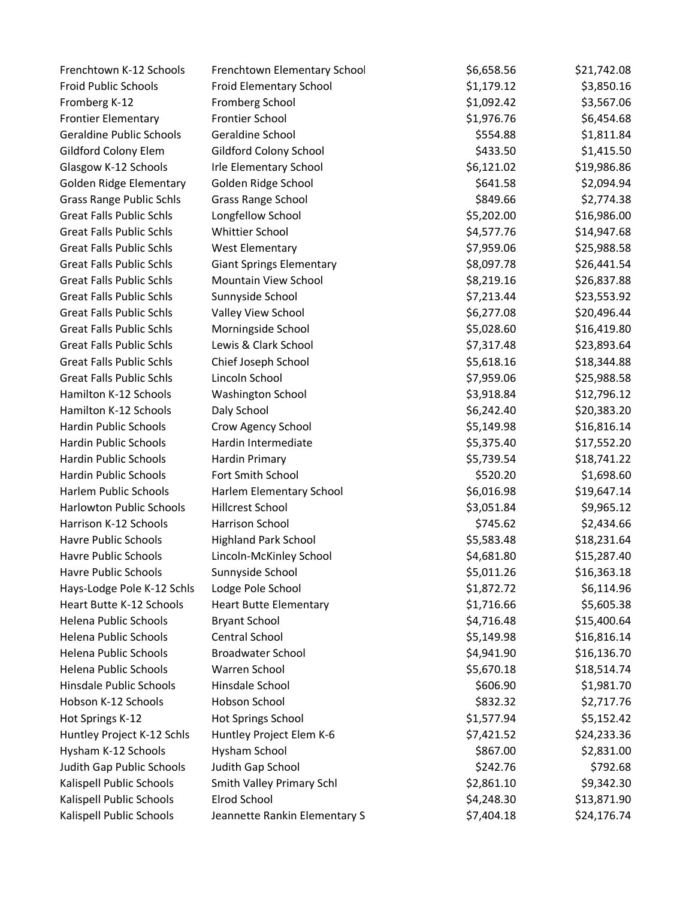| | | | |
|---|---|---|---|
| Frenchtown K-12 Schools | Frenchtown Elementary School | $6,658.56 | $21,742.08 |
| Froid Public Schools | Froid Elementary School | $1,179.12 | $3,850.16 |
| Fromberg K-12 | Fromberg School | $1,092.42 | $3,567.06 |
| Frontier Elementary | Frontier School | $1,976.76 | $6,454.68 |
| Geraldine Public Schools | Geraldine School | $554.88 | $1,811.84 |
| Gildford Colony Elem | Gildford Colony School | $433.50 | $1,415.50 |
| Glasgow K-12 Schools | Irle Elementary School | $6,121.02 | $19,986.86 |
| Golden Ridge Elementary | Golden Ridge School | $641.58 | $2,094.94 |
| Grass Range Public Schls | Grass Range School | $849.66 | $2,774.38 |
| Great Falls Public Schls | Longfellow School | $5,202.00 | $16,986.00 |
| Great Falls Public Schls | Whittier School | $4,577.76 | $14,947.68 |
| Great Falls Public Schls | West Elementary | $7,959.06 | $25,988.58 |
| Great Falls Public Schls | Giant Springs Elementary | $8,097.78 | $26,441.54 |
| Great Falls Public Schls | Mountain View School | $8,219.16 | $26,837.88 |
| Great Falls Public Schls | Sunnyside School | $7,213.44 | $23,553.92 |
| Great Falls Public Schls | Valley View School | $6,277.08 | $20,496.44 |
| Great Falls Public Schls | Morningside School | $5,028.60 | $16,419.80 |
| Great Falls Public Schls | Lewis & Clark School | $7,317.48 | $23,893.64 |
| Great Falls Public Schls | Chief Joseph School | $5,618.16 | $18,344.88 |
| Great Falls Public Schls | Lincoln School | $7,959.06 | $25,988.58 |
| Hamilton K-12 Schools | Washington School | $3,918.84 | $12,796.12 |
| Hamilton K-12 Schools | Daly School | $6,242.40 | $20,383.20 |
| Hardin Public Schools | Crow Agency School | $5,149.98 | $16,816.14 |
| Hardin Public Schools | Hardin Intermediate | $5,375.40 | $17,552.20 |
| Hardin Public Schools | Hardin Primary | $5,739.54 | $18,741.22 |
| Hardin Public Schools | Fort Smith School | $520.20 | $1,698.60 |
| Harlem Public Schools | Harlem Elementary School | $6,016.98 | $19,647.14 |
| Harlowton Public Schools | Hillcrest School | $3,051.84 | $9,965.12 |
| Harrison K-12 Schools | Harrison School | $745.62 | $2,434.66 |
| Havre Public Schools | Highland Park School | $5,583.48 | $18,231.64 |
| Havre Public Schools | Lincoln-McKinley School | $4,681.80 | $15,287.40 |
| Havre Public Schools | Sunnyside School | $5,011.26 | $16,363.18 |
| Hays-Lodge Pole K-12 Schls | Lodge Pole School | $1,872.72 | $6,114.96 |
| Heart Butte K-12 Schools | Heart Butte Elementary | $1,716.66 | $5,605.38 |
| Helena Public Schools | Bryant School | $4,716.48 | $15,400.64 |
| Helena Public Schools | Central School | $5,149.98 | $16,816.14 |
| Helena Public Schools | Broadwater School | $4,941.90 | $16,136.70 |
| Helena Public Schools | Warren School | $5,670.18 | $18,514.74 |
| Hinsdale Public Schools | Hinsdale School | $606.90 | $1,981.70 |
| Hobson K-12 Schools | Hobson School | $832.32 | $2,717.76 |
| Hot Springs K-12 | Hot Springs School | $1,577.94 | $5,152.42 |
| Huntley Project K-12 Schls | Huntley Project Elem K-6 | $7,421.52 | $24,233.36 |
| Hysham K-12 Schools | Hysham School | $867.00 | $2,831.00 |
| Judith Gap Public Schools | Judith Gap School | $242.76 | $792.68 |
| Kalispell Public Schools | Smith Valley Primary Schl | $2,861.10 | $9,342.30 |
| Kalispell Public Schools | Elrod School | $4,248.30 | $13,871.90 |
| Kalispell Public Schools | Jeannette Rankin Elementary S | $7,404.18 | $24,176.74 |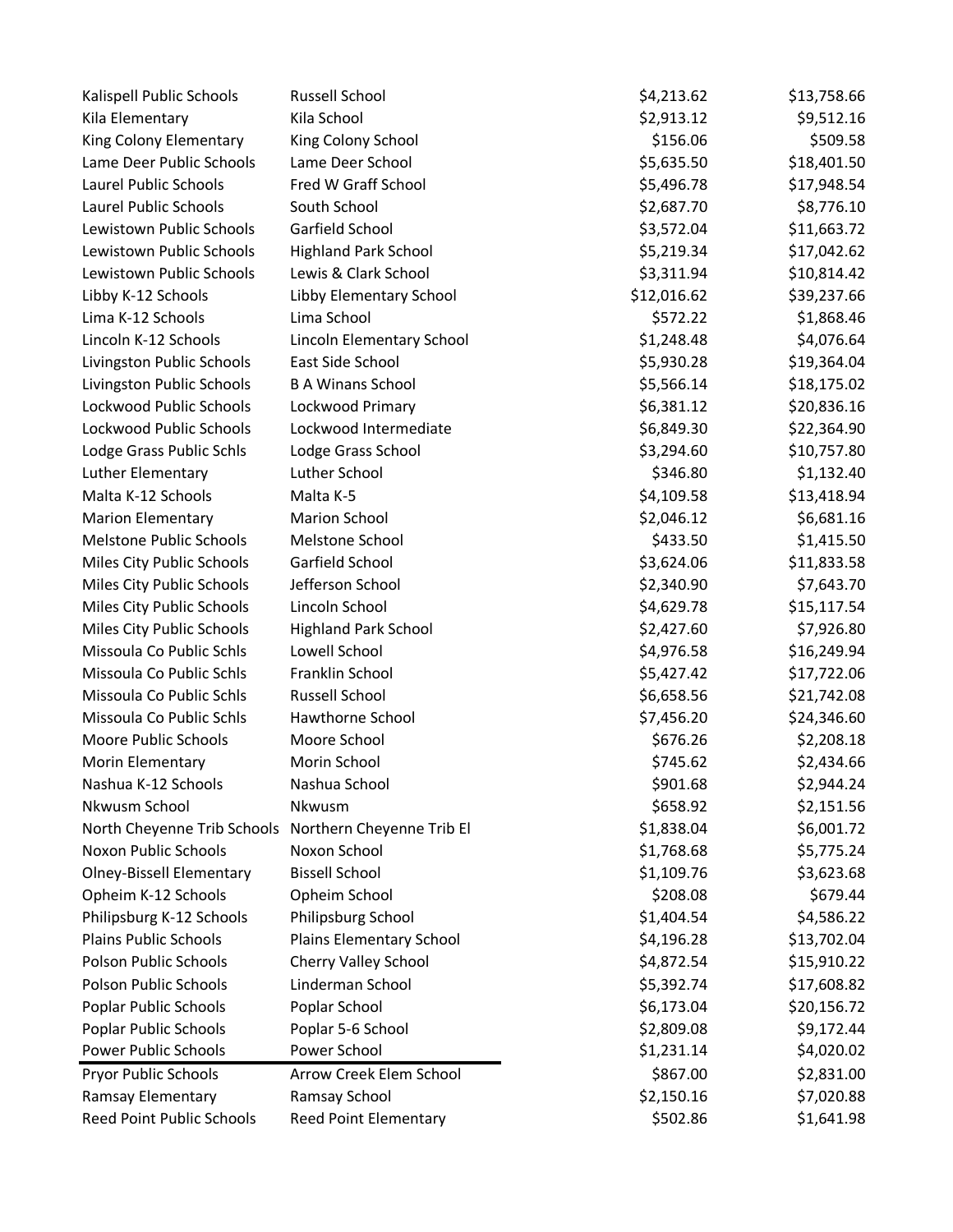| | | | |
|---|---|---|---|
| Kalispell Public Schools | Russell School | $4,213.62 | $13,758.66 |
| Kila Elementary | Kila School | $2,913.12 | $9,512.16 |
| King Colony Elementary | King Colony School | $156.06 | $509.58 |
| Lame Deer Public Schools | Lame Deer School | $5,635.50 | $18,401.50 |
| Laurel Public Schools | Fred W Graff School | $5,496.78 | $17,948.54 |
| Laurel Public Schools | South School | $2,687.70 | $8,776.10 |
| Lewistown Public Schools | Garfield School | $3,572.04 | $11,663.72 |
| Lewistown Public Schools | Highland Park School | $5,219.34 | $17,042.62 |
| Lewistown Public Schools | Lewis & Clark School | $3,311.94 | $10,814.42 |
| Libby K-12 Schools | Libby Elementary School | $12,016.62 | $39,237.66 |
| Lima K-12 Schools | Lima School | $572.22 | $1,868.46 |
| Lincoln K-12 Schools | Lincoln Elementary School | $1,248.48 | $4,076.64 |
| Livingston Public Schools | East Side School | $5,930.28 | $19,364.04 |
| Livingston Public Schools | B A Winans School | $5,566.14 | $18,175.02 |
| Lockwood Public Schools | Lockwood Primary | $6,381.12 | $20,836.16 |
| Lockwood Public Schools | Lockwood Intermediate | $6,849.30 | $22,364.90 |
| Lodge Grass Public Schls | Lodge Grass School | $3,294.60 | $10,757.80 |
| Luther Elementary | Luther School | $346.80 | $1,132.40 |
| Malta K-12 Schools | Malta K-5 | $4,109.58 | $13,418.94 |
| Marion Elementary | Marion School | $2,046.12 | $6,681.16 |
| Melstone Public Schools | Melstone School | $433.50 | $1,415.50 |
| Miles City Public Schools | Garfield School | $3,624.06 | $11,833.58 |
| Miles City Public Schools | Jefferson School | $2,340.90 | $7,643.70 |
| Miles City Public Schools | Lincoln School | $4,629.78 | $15,117.54 |
| Miles City Public Schools | Highland Park School | $2,427.60 | $7,926.80 |
| Missoula Co Public Schls | Lowell School | $4,976.58 | $16,249.94 |
| Missoula Co Public Schls | Franklin School | $5,427.42 | $17,722.06 |
| Missoula Co Public Schls | Russell School | $6,658.56 | $21,742.08 |
| Missoula Co Public Schls | Hawthorne School | $7,456.20 | $24,346.60 |
| Moore Public Schools | Moore School | $676.26 | $2,208.18 |
| Morin Elementary | Morin School | $745.62 | $2,434.66 |
| Nashua K-12 Schools | Nashua School | $901.68 | $2,944.24 |
| Nkwusm School | Nkwusm | $658.92 | $2,151.56 |
| North Cheyenne Trib Schools | Northern Cheyenne Trib El | $1,838.04 | $6,001.72 |
| Noxon Public Schools | Noxon School | $1,768.68 | $5,775.24 |
| Olney-Bissell Elementary | Bissell School | $1,109.76 | $3,623.68 |
| Opheim K-12 Schools | Opheim School | $208.08 | $679.44 |
| Philipsburg K-12 Schools | Philipsburg School | $1,404.54 | $4,586.22 |
| Plains Public Schools | Plains Elementary School | $4,196.28 | $13,702.04 |
| Polson Public Schools | Cherry Valley School | $4,872.54 | $15,910.22 |
| Polson Public Schools | Linderman School | $5,392.74 | $17,608.82 |
| Poplar Public Schools | Poplar School | $6,173.04 | $20,156.72 |
| Poplar Public Schools | Poplar 5-6 School | $2,809.08 | $9,172.44 |
| Power Public Schools | Power School | $1,231.14 | $4,020.02 |
| Pryor Public Schools | Arrow Creek Elem School | $867.00 | $2,831.00 |
| Ramsay Elementary | Ramsay School | $2,150.16 | $7,020.88 |
| Reed Point Public Schools | Reed Point Elementary | $502.86 | $1,641.98 |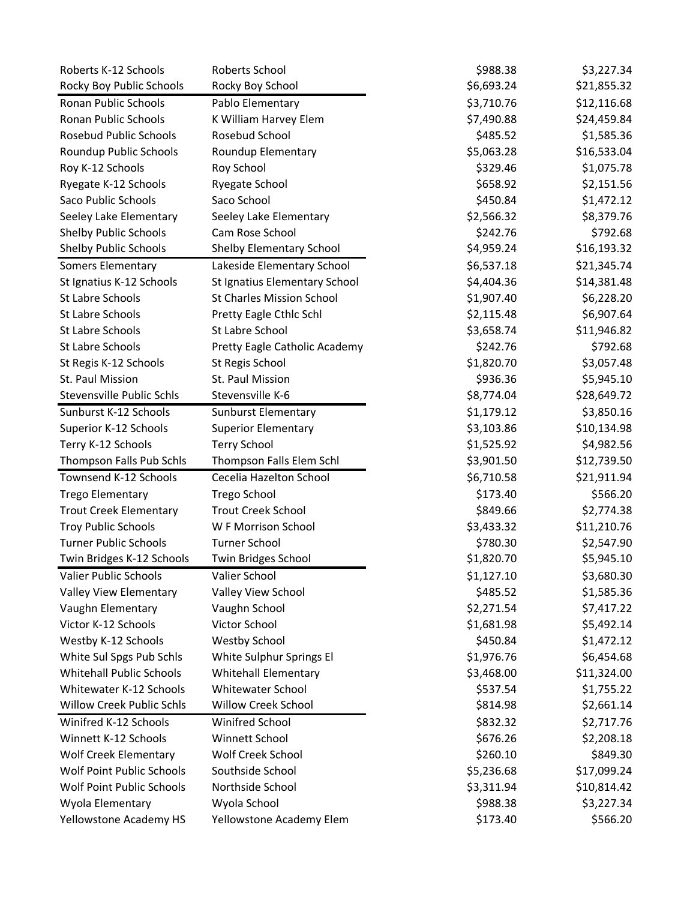| | | | |
|---|---|---|---|
| Roberts K-12 Schools | Roberts School | $988.38 | $3,227.34 |
| Rocky Boy Public Schools | Rocky Boy School | $6,693.24 | $21,855.32 |
| Ronan Public Schools | Pablo Elementary | $3,710.76 | $12,116.68 |
| Ronan Public Schools | K William Harvey Elem | $7,490.88 | $24,459.84 |
| Rosebud Public Schools | Rosebud School | $485.52 | $1,585.36 |
| Roundup Public Schools | Roundup Elementary | $5,063.28 | $16,533.04 |
| Roy K-12 Schools | Roy School | $329.46 | $1,075.78 |
| Ryegate K-12 Schools | Ryegate School | $658.92 | $2,151.56 |
| Saco Public Schools | Saco School | $450.84 | $1,472.12 |
| Seeley Lake Elementary | Seeley Lake Elementary | $2,566.32 | $8,379.76 |
| Shelby Public Schools | Cam Rose School | $242.76 | $792.68 |
| Shelby Public Schools | Shelby Elementary School | $4,959.24 | $16,193.32 |
| Somers Elementary | Lakeside Elementary School | $6,537.18 | $21,345.74 |
| St Ignatius K-12 Schools | St Ignatius Elementary School | $4,404.36 | $14,381.48 |
| St Labre Schools | St Charles Mission School | $1,907.40 | $6,228.20 |
| St Labre Schools | Pretty Eagle Cthlc Schl | $2,115.48 | $6,907.64 |
| St Labre Schools | St Labre School | $3,658.74 | $11,946.82 |
| St Labre Schools | Pretty Eagle Catholic Academy | $242.76 | $792.68 |
| St Regis K-12 Schools | St Regis School | $1,820.70 | $3,057.48 |
| St. Paul Mission | St. Paul Mission | $936.36 | $5,945.10 |
| Stevensville Public Schls | Stevensville K-6 | $8,774.04 | $28,649.72 |
| Sunburst K-12 Schools | Sunburst Elementary | $1,179.12 | $3,850.16 |
| Superior K-12 Schools | Superior Elementary | $3,103.86 | $10,134.98 |
| Terry K-12 Schools | Terry School | $1,525.92 | $4,982.56 |
| Thompson Falls Pub Schls | Thompson Falls Elem Schl | $3,901.50 | $12,739.50 |
| Townsend K-12 Schools | Cecelia Hazelton School | $6,710.58 | $21,911.94 |
| Trego Elementary | Trego School | $173.40 | $566.20 |
| Trout Creek Elementary | Trout Creek School | $849.66 | $2,774.38 |
| Troy Public Schools | W F Morrison School | $3,433.32 | $11,210.76 |
| Turner Public Schools | Turner School | $780.30 | $2,547.90 |
| Twin Bridges K-12 Schools | Twin Bridges School | $1,820.70 | $5,945.10 |
| Valier Public Schools | Valier School | $1,127.10 | $3,680.30 |
| Valley View Elementary | Valley View School | $485.52 | $1,585.36 |
| Vaughn Elementary | Vaughn School | $2,271.54 | $7,417.22 |
| Victor K-12 Schools | Victor School | $1,681.98 | $5,492.14 |
| Westby K-12 Schools | Westby School | $450.84 | $1,472.12 |
| White Sul Spgs Pub Schls | White Sulphur Springs El | $1,976.76 | $6,454.68 |
| Whitehall Public Schools | Whitehall Elementary | $3,468.00 | $11,324.00 |
| Whitewater K-12 Schools | Whitewater School | $537.54 | $1,755.22 |
| Willow Creek Public Schls | Willow Creek School | $814.98 | $2,661.14 |
| Winifred K-12 Schools | Winifred School | $832.32 | $2,717.76 |
| Winnett K-12 Schools | Winnett School | $676.26 | $2,208.18 |
| Wolf Creek Elementary | Wolf Creek School | $260.10 | $849.30 |
| Wolf Point Public Schools | Southside School | $5,236.68 | $17,099.24 |
| Wolf Point Public Schools | Northside School | $3,311.94 | $10,814.42 |
| Wyola Elementary | Wyola School | $988.38 | $3,227.34 |
| Yellowstone Academy HS | Yellowstone Academy Elem | $173.40 | $566.20 |